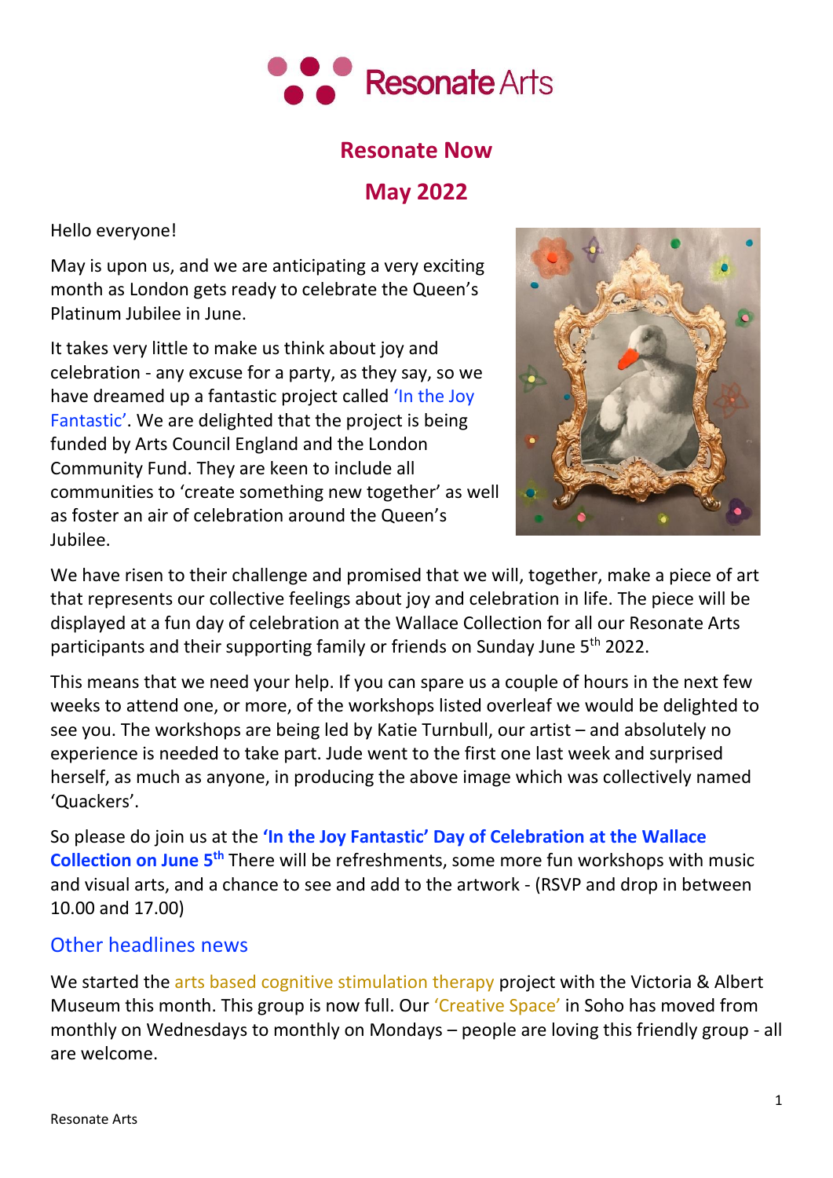Resonate Arts

# Resonate Now

## May 2022

Hello everyone!

May is upon us, and we are anticipating a very exciting month as London gets ready to celebrate the Queen's Platinum Jubilee in June.

It takes very little to make us think about joy and celebration - any excuse for a party, as they say, so we have dreamed up a fantastic project called 'In the Joy Fantastic'. We are delighted that the project is being funded by Arts Council England and the London Community Fund. They are keen to include all communities to 'create something new together' as well as foster an air of celebration around the Queen's Jubilee.

We have risen to their challenge and promised that we will, together, make a piece of art that represents our collective feelings about joy and celebration in life. The piece will be displayed at a fun day of celebration at the Wallace Collection for all our Resonate Arts participants and their supporting family or friends on Sunday June 5th 2022.

This means that we need your help. If you can spare us a couple of hours in the next few weeks to attend one, or more, of the workshops listed overleaf we would be delighted to see you. The workshops are being led by Katie Turnbull, our artist – and absolutely no experience is needed to take part. Jude went to the first one last week and surprised herself, as much as anyone, in producing the above image which was collectively named 'Quackers'.

So please do join us at the **'In the Joy Fantastic' Day of Celebration at the Wallace Collection on June 5th** There will be refreshments, some more fun workshops with music and visual arts, and a chance to see and add to the artwork - (RSVP and drop in between 10.00 and 17.00)

### Other headlines news

We started the arts based cognitive stimulation therapy project with the Victoria & Albert Museum this month. This group is now full. Our 'Creative Space' in Soho has moved from monthly on Wednesdays to monthly on Mondays – people are loving this friendly group - all are welcome.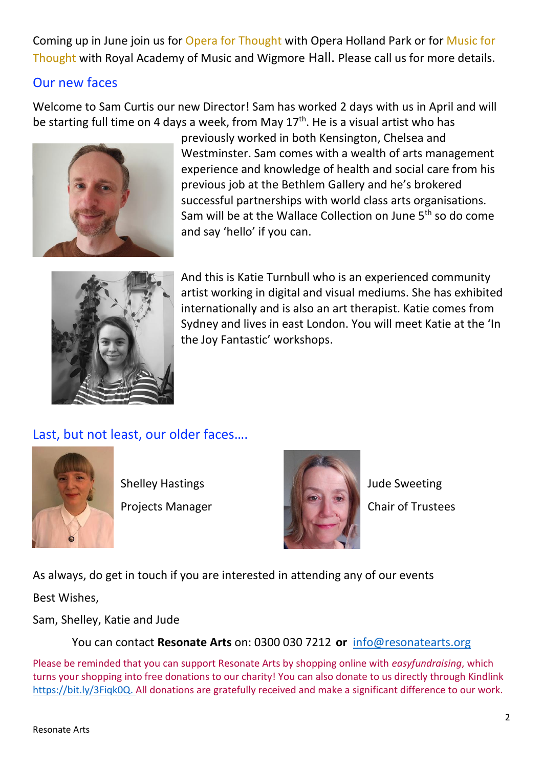Coming up in June join us for Opera for Thought with Opera Holland Park or for Music for Thought with Royal Academy of Music and Wigmore Hall. Please call us for more details.

## Our new faces

Welcome to Sam Curtis our new Director! Sam has worked 2 days with us in April and will be starting full time on 4 days a week, from May 17th. He is a visual artist who has previously worked in both Kensington, Chelsea and Westminster. Sam comes with a wealth of arts management experience and knowledge of health and social care from his previous job at the Bethlem Gallery and he's brokered successful partnerships with world class arts organisations. Sam will be at the Wallace Collection on June 5th so do come and say 'hello' if you can.

And this is Katie Turnbull who is an experienced community artist working in digital and visual mediums. She has exhibited internationally and is also an art therapist. Katie comes from Sydney and lives in east London. You will meet Katie at the 'In the Joy Fantastic' workshops.

## Last, but not least, our older faces….

Shelley Hastings

Projects Manager

Jude Sweeting

Chair of Trustees

As always, do get in touch if you are interested in attending any of our events

Best Wishes,

Sam, Shelley, Katie and Jude

You can contact **Resonate Arts** on: 0300 030 7212 **or** info@resonatearts.org

Please be reminded that you can support Resonate Arts by shopping online with *easyfundraising*, which turns your shopping into free donations to our charity! You can also donate to us directly through Kindlink https://bit.ly/3Fiqk0Q. All donations are gratefully received and make a significant difference to our work.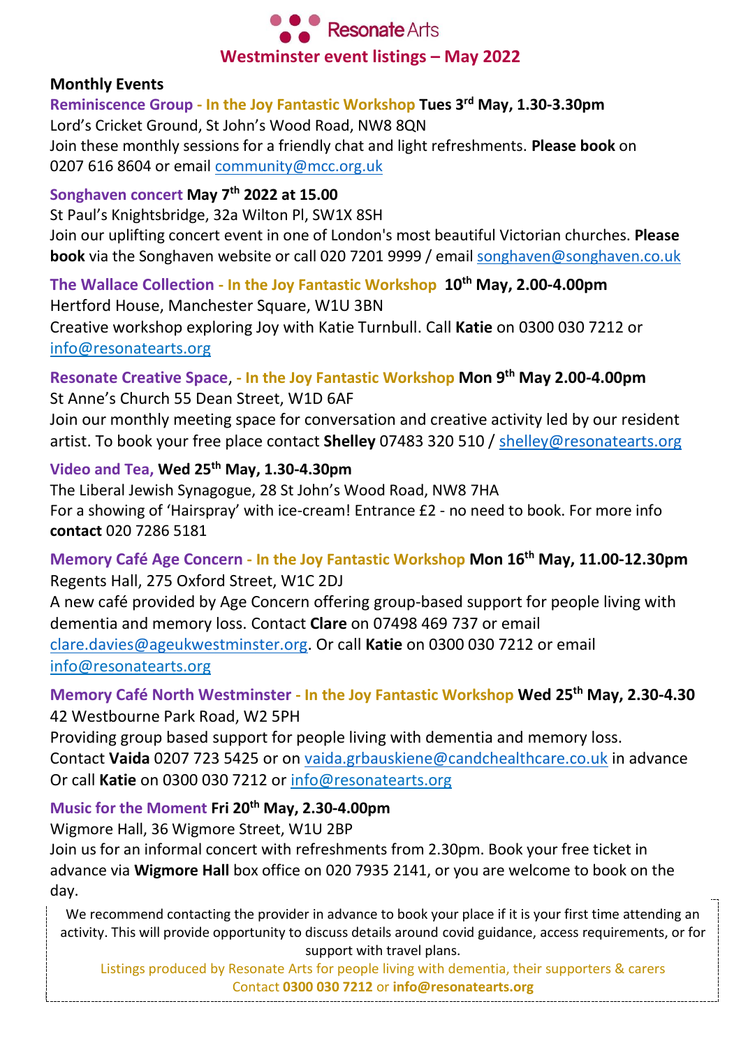# Resonate Arts

## Westminster event listings – May 2022

**Monthly Events**

**Reminiscence Group - In the Joy Fantastic Workshop Tues 3rd May, 1.30-3.30pm**
Lord's Cricket Ground, St John's Wood Road, NW8 8QN
Join these monthly sessions for a friendly chat and light refreshments. **Please book** on 0207 616 8604 or email community@mcc.org.uk

**Songhaven concert May 7th 2022 at 15.00**
St Paul's Knightsbridge, 32a Wilton Pl, SW1X 8SH
Join our uplifting concert event in one of London's most beautiful Victorian churches. **Please book** via the Songhaven website or call 020 7201 9999 / email songhaven@songhaven.co.uk

**The Wallace Collection - In the Joy Fantastic Workshop 10th May, 2.00-4.00pm**
Hertford House, Manchester Square, W1U 3BN
Creative workshop exploring Joy with Katie Turnbull. Call **Katie** on 0300 030 7212 or info@resonatearts.org

**Resonate Creative Space, - In the Joy Fantastic Workshop Mon 9th May 2.00-4.00pm**
St Anne's Church 55 Dean Street, W1D 6AF
Join our monthly meeting space for conversation and creative activity led by our resident artist. To book your free place contact **Shelley** 07483 320 510 / shelley@resonatearts.org

**Video and Tea, Wed 25th May, 1.30-4.30pm**
The Liberal Jewish Synagogue, 28 St John's Wood Road, NW8 7HA
For a showing of 'Hairspray' with ice-cream! Entrance £2 - no need to book. For more info **contact** 020 7286 5181

**Memory Café Age Concern - In the Joy Fantastic Workshop Mon 16th May, 11.00-12.30pm**
Regents Hall, 275 Oxford Street, W1C 2DJ
A new café provided by Age Concern offering group-based support for people living with dementia and memory loss. Contact **Clare** on 07498 469 737 or email clare.davies@ageukwestminster.org. Or call **Katie** on 0300 030 7212 or email info@resonatearts.org

**Memory Café North Westminster - In the Joy Fantastic Workshop Wed 25th May, 2.30-4.30**
42 Westbourne Park Road, W2 5PH
Providing group based support for people living with dementia and memory loss. Contact **Vaida** 0207 723 5425 or on vaida.grbauskiene@candchealthcare.co.uk in advance Or call **Katie** on 0300 030 7212 or info@resonatearts.org

**Music for the Moment Fri 20th May, 2.30-4.00pm**
Wigmore Hall, 36 Wigmore Street, W1U 2BP
Join us for an informal concert with refreshments from 2.30pm. Book your free ticket in advance via **Wigmore Hall** box office on 020 7935 2141, or you are welcome to book on the day.

We recommend contacting the provider in advance to book your place if it is your first time attending an activity. This will provide opportunity to discuss details around covid guidance, access requirements, or for support with travel plans.

Listings produced by Resonate Arts for people living with dementia, their supporters & carers
Contact **0300 030 7212** or **info@resonatearts.org**